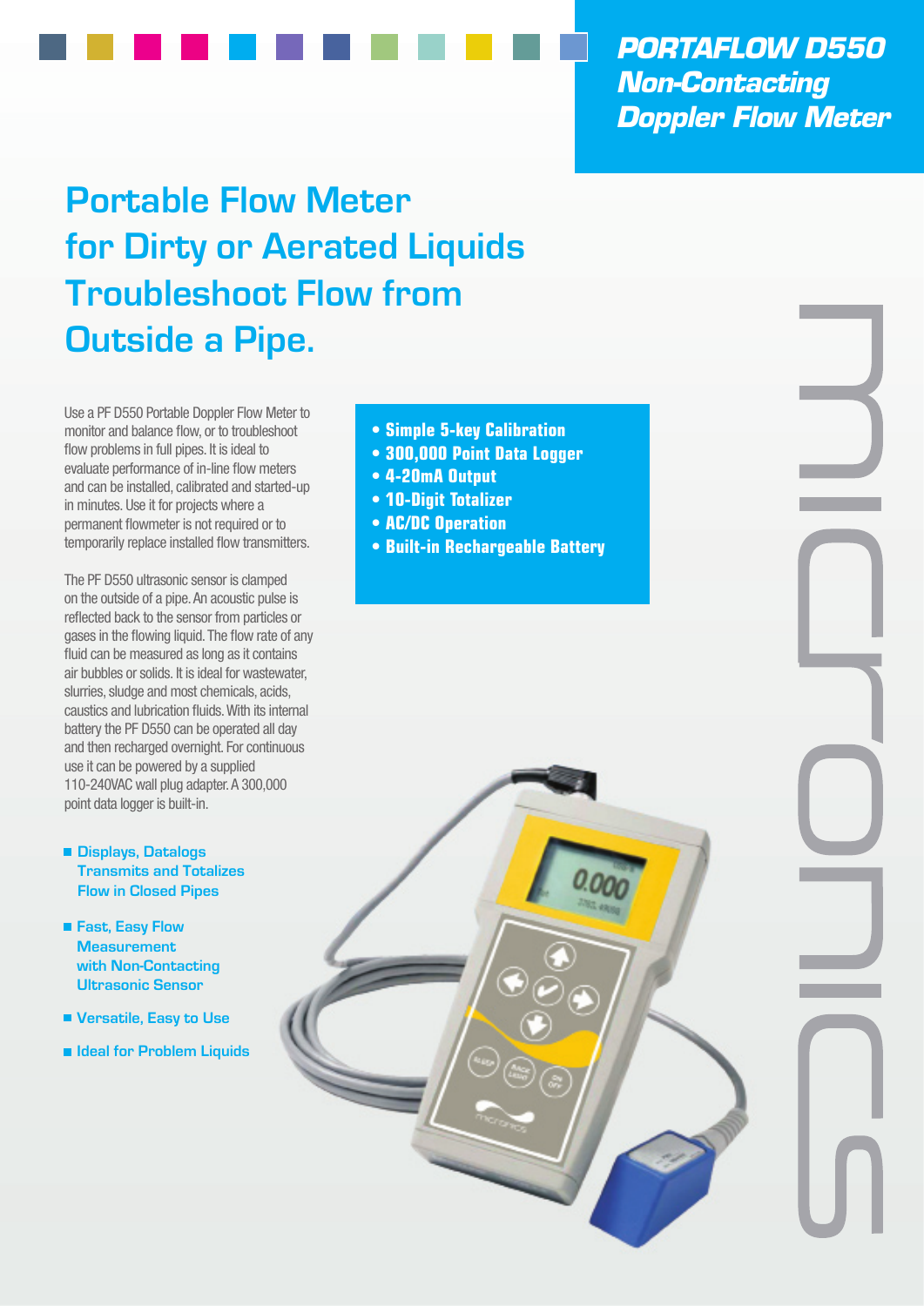**PORTAFLOW D550**
**Non-Contacting**
**Doppler Flow Meter**

# Portable Flow Meter for Dirty or Aerated Liquids Troubleshoot Flow from Outside a Pipe.

Use a PF D550 Portable Doppler Flow Meter to monitor and balance flow, or to troubleshoot flow problems in full pipes. It is ideal to evaluate performance of in-line flow meters and can be installed, calibrated and started-up in minutes. Use it for projects where a permanent flowmeter is not required or to temporarily replace installed flow transmitters.

The PF D550 ultrasonic sensor is clamped on the outside of a pipe. An acoustic pulse is reflected back to the sensor from particles or gases in the flowing liquid. The flow rate of any fluid can be measured as long as it contains air bubbles or solids. It is ideal for wastewater, slurries, sludge and most chemicals, acids, caustics and lubrication fluids. With its internal battery the PF D550 can be operated all day and then recharged overnight. For continuous use it can be powered by a supplied 110-240VAC wall plug adapter. A 300,000 point data logger is built-in.

- **Displays, Datalogs Transmits and Totalizes Flow in Closed Pipes**
- **Fast, Easy Flow Measurement with Non-Contacting Ultrasonic Sensor**
- **Versatile, Easy to Use**
- **Ideal for Problem Liquids**

- **Simple 5-key Calibration**
- **300,000 Point Data Logger**
- **4-20mA Output**
- **10-Digit Totalizer**
- **AC/DC Operation**
- **Built-in Rechargeable Battery**

micronics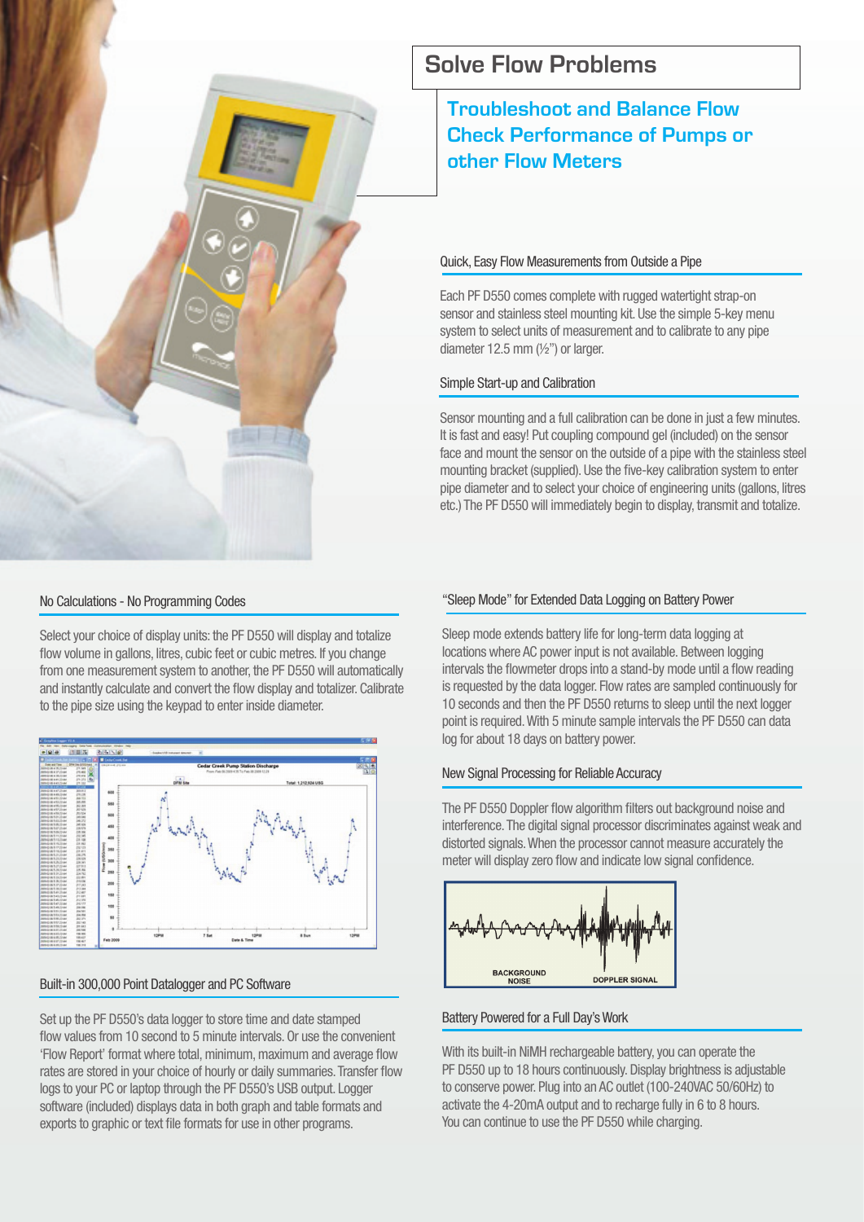# Solve Flow Problems

## Troubleshoot and Balance Flow Check Performance of Pumps or other Flow Meters

### Quick, Easy Flow Measurements from Outside a Pipe

Each PF D550 comes complete with rugged watertight strap-on sensor and stainless steel mounting kit. Use the simple 5-key menu system to select units of measurement and to calibrate to any pipe diameter 12.5 mm (½") or larger.

### Simple Start-up and Calibration

Sensor mounting and a full calibration can be done in just a few minutes. It is fast and easy! Put coupling compound gel (included) on the sensor face and mount the sensor on the outside of a pipe with the stainless steel mounting bracket (supplied). Use the five-key calibration system to enter pipe diameter and to select your choice of engineering units (gallons, litres etc.) The PF D550 will immediately begin to display, transmit and totalize.

### No Calculations - No Programming Codes

Select your choice of display units: the PF D550 will display and totalize flow volume in gallons, litres, cubic feet or cubic metres. If you change from one measurement system to another, the PF D550 will automatically and instantly calculate and convert the flow display and totalizer. Calibrate to the pipe size using the keypad to enter inside diameter.

### Built-in 300,000 Point Datalogger and PC Software

Set up the PF D550's data logger to store time and date stamped flow values from 10 second to 5 minute intervals. Or use the convenient 'Flow Report' format where total, minimum, maximum and average flow rates are stored in your choice of hourly or daily summaries. Transfer flow logs to your PC or laptop through the PF D550's USB output. Logger software (included) displays data in both graph and table formats and exports to graphic or text file formats for use in other programs.

### "Sleep Mode" for Extended Data Logging on Battery Power

Sleep mode extends battery life for long-term data logging at locations where AC power input is not available. Between logging intervals the flowmeter drops into a stand-by mode until a flow reading is requested by the data logger. Flow rates are sampled continuously for 10 seconds and then the PF D550 returns to sleep until the next logger point is required. With 5 minute sample intervals the PF D550 can data log for about 18 days on battery power.

### New Signal Processing for Reliable Accuracy

The PF D550 Doppler flow algorithm filters out background noise and interference. The digital signal processor discriminates against weak and distorted signals. When the processor cannot measure accurately the meter will display zero flow and indicate low signal confidence.

### Battery Powered for a Full Day's Work

With its built-in NiMH rechargeable battery, you can operate the PF D550 up to 18 hours continuously. Display brightness is adjustable to conserve power. Plug into an AC outlet (100-240VAC 50/60Hz) to activate the 4-20mA output and to recharge fully in 6 to 8 hours. You can continue to use the PF D550 while charging.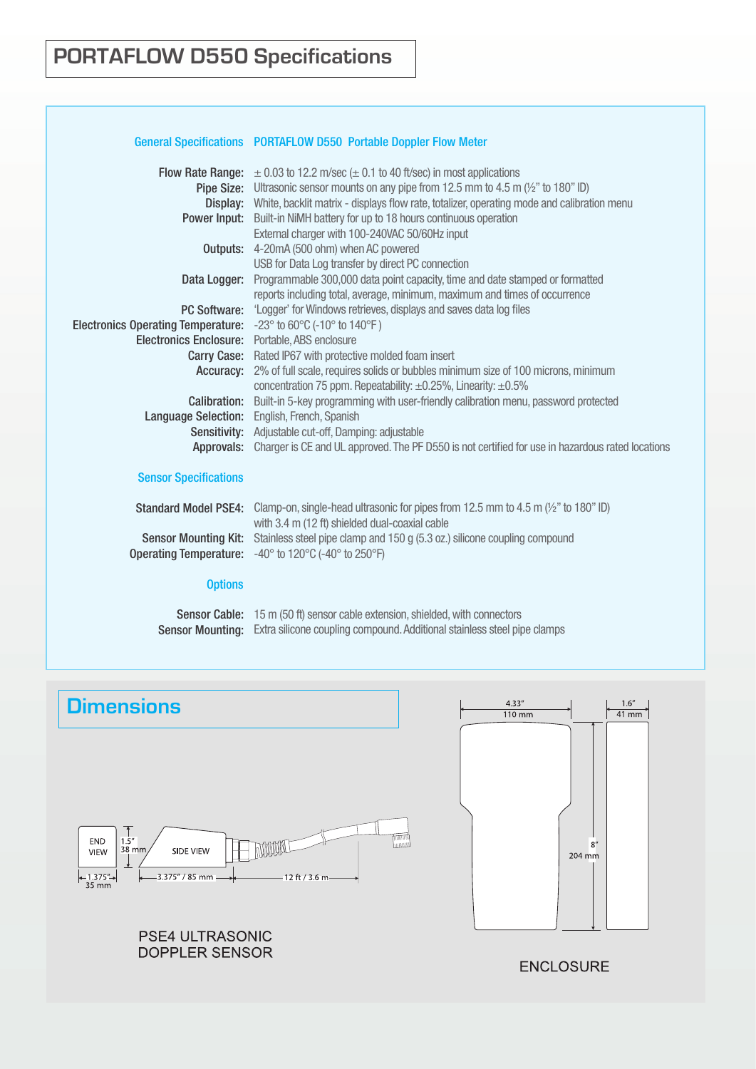# PORTAFLOW D550 Specifications

## General Specifications — PORTAFLOW D550 Portable Doppler Flow Meter

**Flow Rate Range:** ± 0.03 to 12.2 m/sec (± 0.1 to 40 ft/sec) in most applications

**Pipe Size:** Ultrasonic sensor mounts on any pipe from 12.5 mm to 4.5 m (½" to 180" ID)

**Display:** White, backlit matrix - displays flow rate, totalizer, operating mode and calibration menu

**Power Input:** Built-in NiMH battery for up to 18 hours continuous operation
External charger with 100-240VAC 50/60Hz input

**Outputs:** 4-20mA (500 ohm) when AC powered
USB for Data Log transfer by direct PC connection

**Data Logger:** Programmable 300,000 data point capacity, time and date stamped or formatted reports including total, average, minimum, maximum and times of occurrence

**PC Software:** 'Logger' for Windows retrieves, displays and saves data log files

**Electronics Operating Temperature:** -23° to 60°C (-10° to 140°F)

**Electronics Enclosure:** Portable, ABS enclosure

**Carry Case:** Rated IP67 with protective molded foam insert

**Accuracy:** 2% of full scale, requires solids or bubbles minimum size of 100 microns, minimum concentration 75 ppm. Repeatability: ±0.25%, Linearity: ±0.5%

**Calibration:** Built-in 5-key programming with user-friendly calibration menu, password protected

**Language Selection:** English, French, Spanish

**Sensitivity:** Adjustable cut-off, Damping: adjustable

**Approvals:** Charger is CE and UL approved. The PF D550 is not certified for use in hazardous rated locations

## Sensor Specifications

**Standard Model PSE4:** Clamp-on, single-head ultrasonic for pipes from 12.5 mm to 4.5 m (½" to 180" ID) with 3.4 m (12 ft) shielded dual-coaxial cable

**Sensor Mounting Kit:** Stainless steel pipe clamp and 150 g (5.3 oz.) silicone coupling compound

**Operating Temperature:** -40° to 120°C (-40° to 250°F)

## Options

**Sensor Cable:** 15 m (50 ft) sensor cable extension, shielded, with connectors

**Sensor Mounting:** Extra silicone coupling compound. Additional stainless steel pipe clamps

## Dimensions

END VIEW: 1.5" / 38 mm; 1.375" / 35 mm

SIDE VIEW: 3.375" / 85 mm; 12 ft / 3.6 m

PSE4 ULTRASONIC DOPPLER SENSOR

4.33" / 110 mm; 1.6" / 41 mm; 8" / 204 mm

ENCLOSURE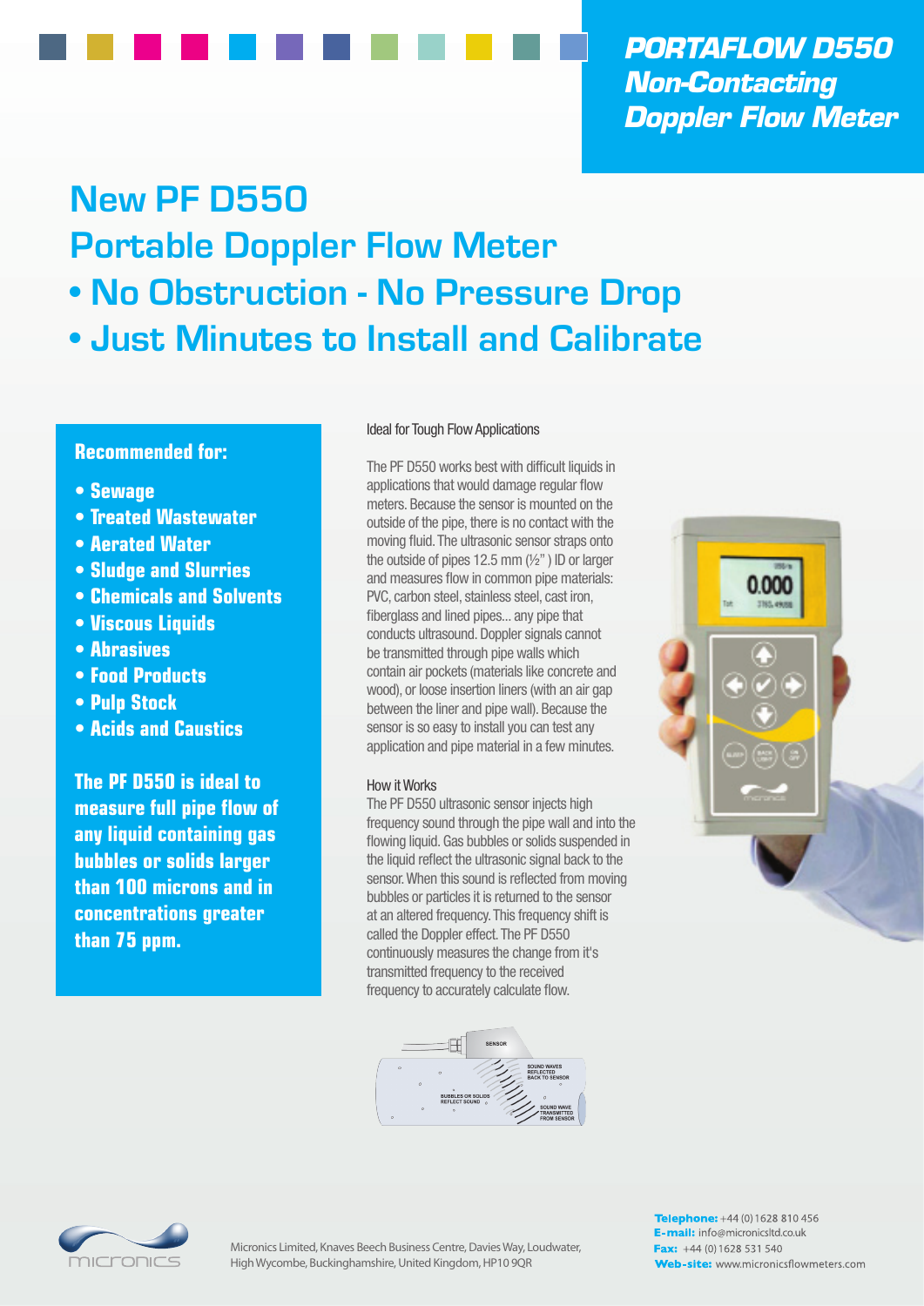# PORTAFLOW D550 Non-Contacting Doppler Flow Meter

# New PF D550

# Portable Doppler Flow Meter

## • No Obstruction - No Pressure Drop

## • Just Minutes to Install and Calibrate

### Recommended for:

- **Sewage**
- **Treated Wastewater**
- **Aerated Water**
- **Sludge and Slurries**
- **Chemicals and Solvents**
- **Viscous Liquids**
- **Abrasives**
- **Food Products**
- **Pulp Stock**
- **Acids and Caustics**

**The PF D550 is ideal to measure full pipe flow of any liquid containing gas bubbles or solids larger than 100 microns and in concentrations greater than 75 ppm.**

### Ideal for Tough Flow Applications

The PF D550 works best with difficult liquids in applications that would damage regular flow meters. Because the sensor is mounted on the outside of the pipe, there is no contact with the moving fluid. The ultrasonic sensor straps onto the outside of pipes 12.5 mm (½" ) ID or larger and measures flow in common pipe materials: PVC, carbon steel, stainless steel, cast iron, fiberglass and lined pipes... any pipe that conducts ultrasound. Doppler signals cannot be transmitted through pipe walls which contain air pockets (materials like concrete and wood), or loose insertion liners (with an air gap between the liner and pipe wall). Because the sensor is so easy to install you can test any application and pipe material in a few minutes.

### How it Works

The PF D550 ultrasonic sensor injects high frequency sound through the pipe wall and into the flowing liquid. Gas bubbles or solids suspended in the liquid reflect the ultrasonic signal back to the sensor. When this sound is reflected from moving bubbles or particles it is returned to the sensor at an altered frequency. This frequency shift is called the Doppler effect. The PF D550 continuously measures the change from it's transmitted frequency to the received frequency to accurately calculate flow.

SENSOR
SOUND WAVES REFLECTED BACK TO SENSOR
BUBBLES OR SOLIDS REFLECT SOUND
SOUND WAVE TRANSMITTED FROM SENSOR

Micronics Limited, Knaves Beech Business Centre, Davies Way, Loudwater, High Wycombe, Buckinghamshire, United Kingdom, HP10 9QR

**Telephone:** +44 (0) 1628 810 456
**E-mail:** info@micronicsltd.co.uk
**Fax:** +44 (0) 1628 531 540
**Web-site:** www.micronicsflowmeters.com